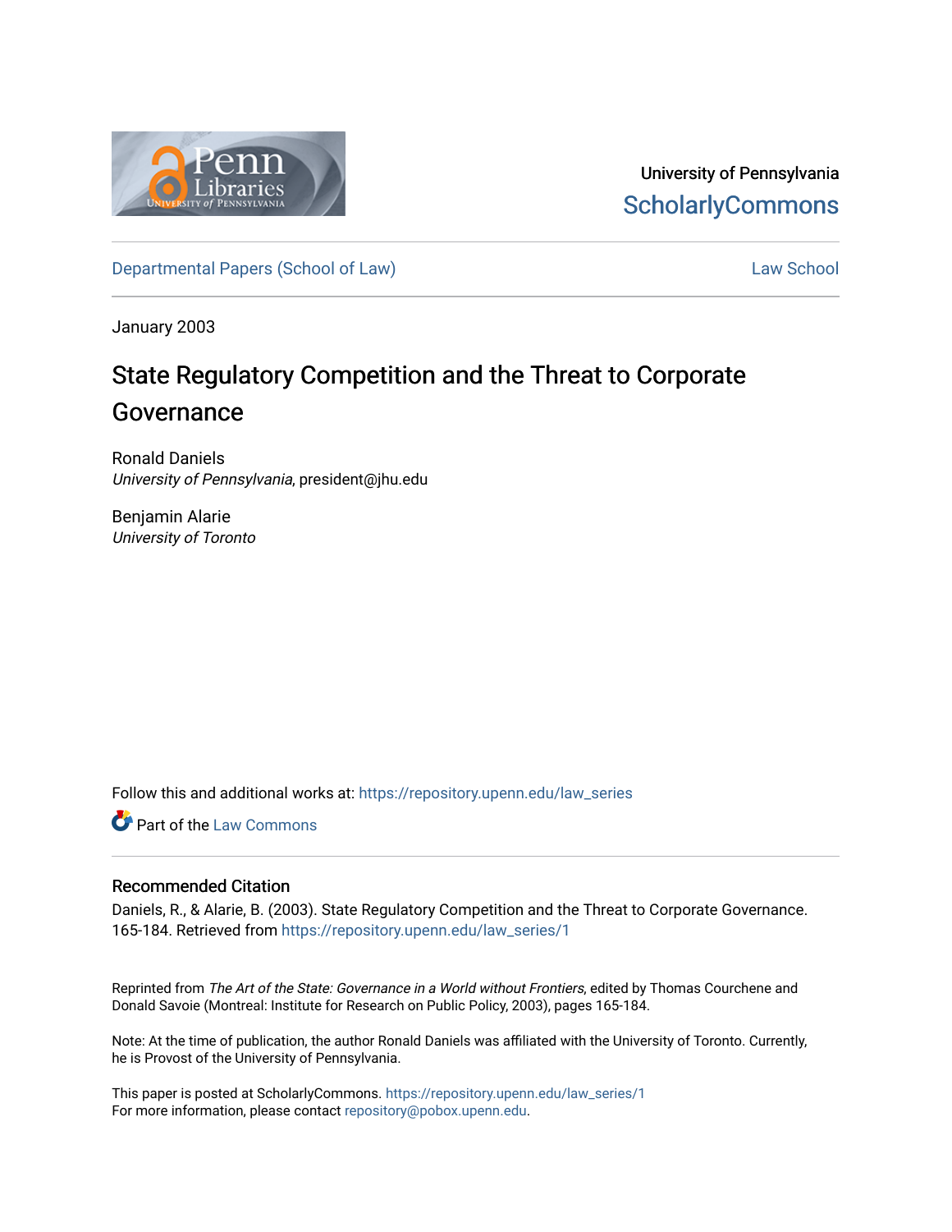University of Pennsylvania
ScholarlyCommons

Departmental Papers (School of Law) | Law School

January 2003

# State Regulatory Competition and the Threat to Corporate Governance

Ronald Daniels
*University of Pennsylvania*, president@jhu.edu

Benjamin Alarie
*University of Toronto*

Follow this and additional works at: https://repository.upenn.edu/law_series

Part of the Law Commons

## Recommended Citation

Daniels, R., & Alarie, B. (2003). State Regulatory Competition and the Threat to Corporate Governance. 165-184. Retrieved from https://repository.upenn.edu/law_series/1

Reprinted from *The Art of the State: Governance in a World without Frontiers*, edited by Thomas Courchene and Donald Savoie (Montreal: Institute for Research on Public Policy, 2003), pages 165-184.

Note: At the time of publication, the author Ronald Daniels was affiliated with the University of Toronto. Currently, he is Provost of the University of Pennsylvania.

This paper is posted at ScholarlyCommons. https://repository.upenn.edu/law_series/1
For more information, please contact repository@pobox.upenn.edu.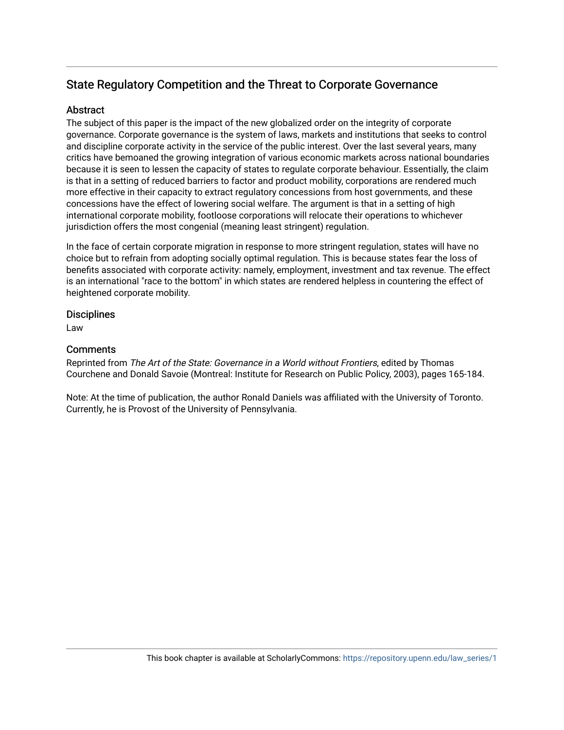## State Regulatory Competition and the Threat to Corporate Governance

### Abstract

The subject of this paper is the impact of the new globalized order on the integrity of corporate governance. Corporate governance is the system of laws, markets and institutions that seeks to control and discipline corporate activity in the service of the public interest. Over the last several years, many critics have bemoaned the growing integration of various economic markets across national boundaries because it is seen to lessen the capacity of states to regulate corporate behaviour. Essentially, the claim is that in a setting of reduced barriers to factor and product mobility, corporations are rendered much more effective in their capacity to extract regulatory concessions from host governments, and these concessions have the effect of lowering social welfare. The argument is that in a setting of high international corporate mobility, footloose corporations will relocate their operations to whichever jurisdiction offers the most congenial (meaning least stringent) regulation.

In the face of certain corporate migration in response to more stringent regulation, states will have no choice but to refrain from adopting socially optimal regulation. This is because states fear the loss of benefits associated with corporate activity: namely, employment, investment and tax revenue. The effect is an international "race to the bottom" in which states are rendered helpless in countering the effect of heightened corporate mobility.

### Disciplines

Law

### Comments

Reprinted from *The Art of the State: Governance in a World without Frontiers*, edited by Thomas Courchene and Donald Savoie (Montreal: Institute for Research on Public Policy, 2003), pages 165-184.

Note: At the time of publication, the author Ronald Daniels was affiliated with the University of Toronto. Currently, he is Provost of the University of Pennsylvania.

This book chapter is available at ScholarlyCommons: https://repository.upenn.edu/law_series/1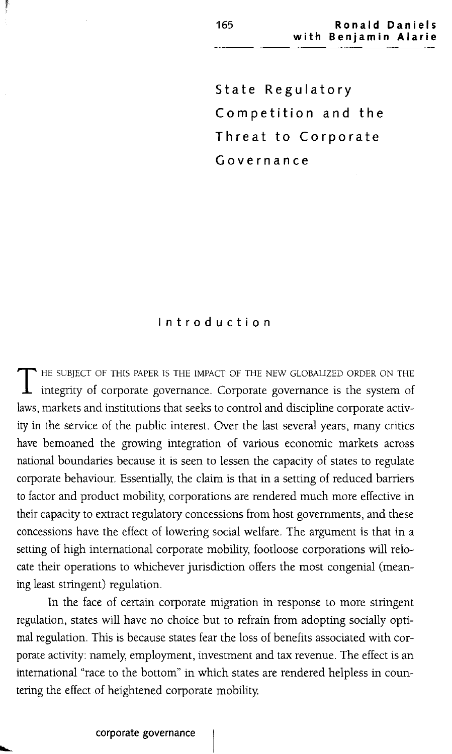# State Regulatory Competition and the Threat to Corporate Governance

Ronald Daniels with Benjamin Alarie

## Introduction

THE SUBJECT OF THIS PAPER IS THE IMPACT OF THE NEW GLOBALIZED ORDER ON THE integrity of corporate governance. Corporate governance is the system of laws, markets and institutions that seeks to control and discipline corporate activity in the service of the public interest. Over the last several years, many critics have bemoaned the growing integration of various economic markets across national boundaries because it is seen to lessen the capacity of states to regulate corporate behaviour. Essentially, the claim is that in a setting of reduced barriers to factor and product mobility, corporations are rendered much more effective in their capacity to extract regulatory concessions from host governments, and these concessions have the effect of lowering social welfare. The argument is that in a setting of high international corporate mobility, footloose corporations will relocate their operations to whichever jurisdiction offers the most congenial (meaning least stringent) regulation.

In the face of certain corporate migration in response to more stringent regulation, states will have no choice but to refrain from adopting socially optimal regulation. This is because states fear the loss of benefits associated with corporate activity: namely, employment, investment and tax revenue. The effect is an international "race to the bottom" in which states are rendered helpless in countering the effect of heightened corporate mobility.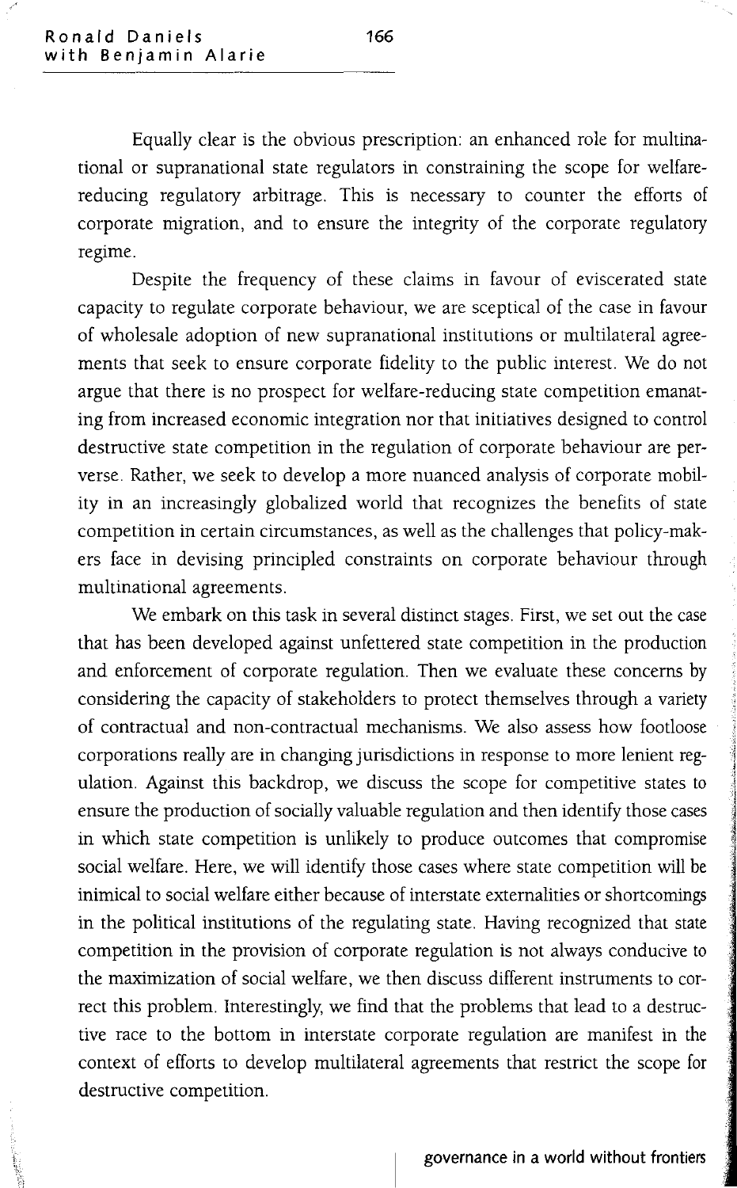Equally clear is the obvious prescription: an enhanced role for multinational or supranational state regulators in constraining the scope for welfare-reducing regulatory arbitrage. This is necessary to counter the efforts of corporate migration, and to ensure the integrity of the corporate regulatory regime.

Despite the frequency of these claims in favour of eviscerated state capacity to regulate corporate behaviour, we are sceptical of the case in favour of wholesale adoption of new supranational institutions or multilateral agreements that seek to ensure corporate fidelity to the public interest. We do not argue that there is no prospect for welfare-reducing state competition emanating from increased economic integration nor that initiatives designed to control destructive state competition in the regulation of corporate behaviour are perverse. Rather, we seek to develop a more nuanced analysis of corporate mobility in an increasingly globalized world that recognizes the benefits of state competition in certain circumstances, as well as the challenges that policy-makers face in devising principled constraints on corporate behaviour through multinational agreements.

We embark on this task in several distinct stages. First, we set out the case that has been developed against unfettered state competition in the production and enforcement of corporate regulation. Then we evaluate these concerns by considering the capacity of stakeholders to protect themselves through a variety of contractual and non-contractual mechanisms. We also assess how footloose corporations really are in changing jurisdictions in response to more lenient regulation. Against this backdrop, we discuss the scope for competitive states to ensure the production of socially valuable regulation and then identify those cases in which state competition is unlikely to produce outcomes that compromise social welfare. Here, we will identify those cases where state competition will be inimical to social welfare either because of interstate externalities or shortcomings in the political institutions of the regulating state. Having recognized that state competition in the provision of corporate regulation is not always conducive to the maximization of social welfare, we then discuss different instruments to correct this problem. Interestingly, we find that the problems that lead to a destructive race to the bottom in interstate corporate regulation are manifest in the context of efforts to develop multilateral agreements that restrict the scope for destructive competition.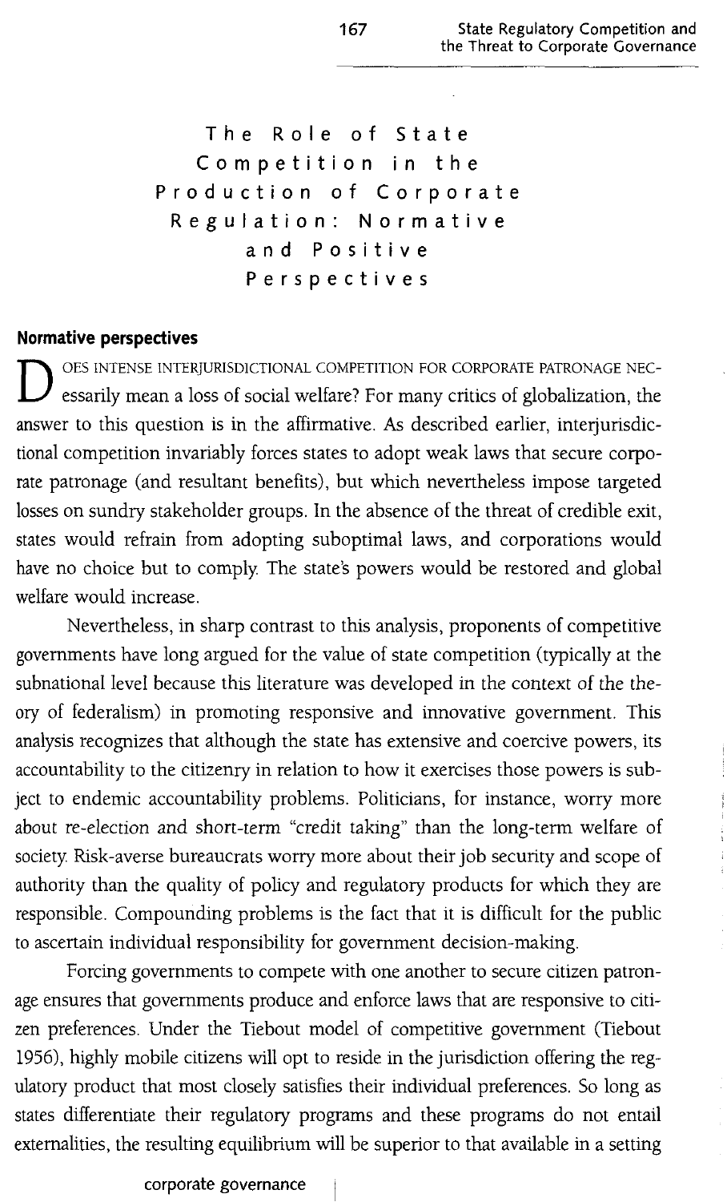# The Role of State Competition in the Production of Corporate Regulation: Normative and Positive Perspectives

## Normative perspectives

Does intense interjurisdictional competition for corporate patronage necessarily mean a loss of social welfare? For many critics of globalization, the answer to this question is in the affirmative. As described earlier, interjurisdictional competition invariably forces states to adopt weak laws that secure corporate patronage (and resultant benefits), but which nevertheless impose targeted losses on sundry stakeholder groups. In the absence of the threat of credible exit, states would refrain from adopting suboptimal laws, and corporations would have no choice but to comply. The state's powers would be restored and global welfare would increase.

Nevertheless, in sharp contrast to this analysis, proponents of competitive governments have long argued for the value of state competition (typically at the subnational level because this literature was developed in the context of the theory of federalism) in promoting responsive and innovative government. This analysis recognizes that although the state has extensive and coercive powers, its accountability to the citizenry in relation to how it exercises those powers is subject to endemic accountability problems. Politicians, for instance, worry more about re-election and short-term "credit taking" than the long-term welfare of society. Risk-averse bureaucrats worry more about their job security and scope of authority than the quality of policy and regulatory products for which they are responsible. Compounding problems is the fact that it is difficult for the public to ascertain individual responsibility for government decision-making.

Forcing governments to compete with one another to secure citizen patronage ensures that governments produce and enforce laws that are responsive to citizen preferences. Under the Tiebout model of competitive government (Tiebout 1956), highly mobile citizens will opt to reside in the jurisdiction offering the regulatory product that most closely satisfies their individual preferences. So long as states differentiate their regulatory programs and these programs do not entail externalities, the resulting equilibrium will be superior to that available in a setting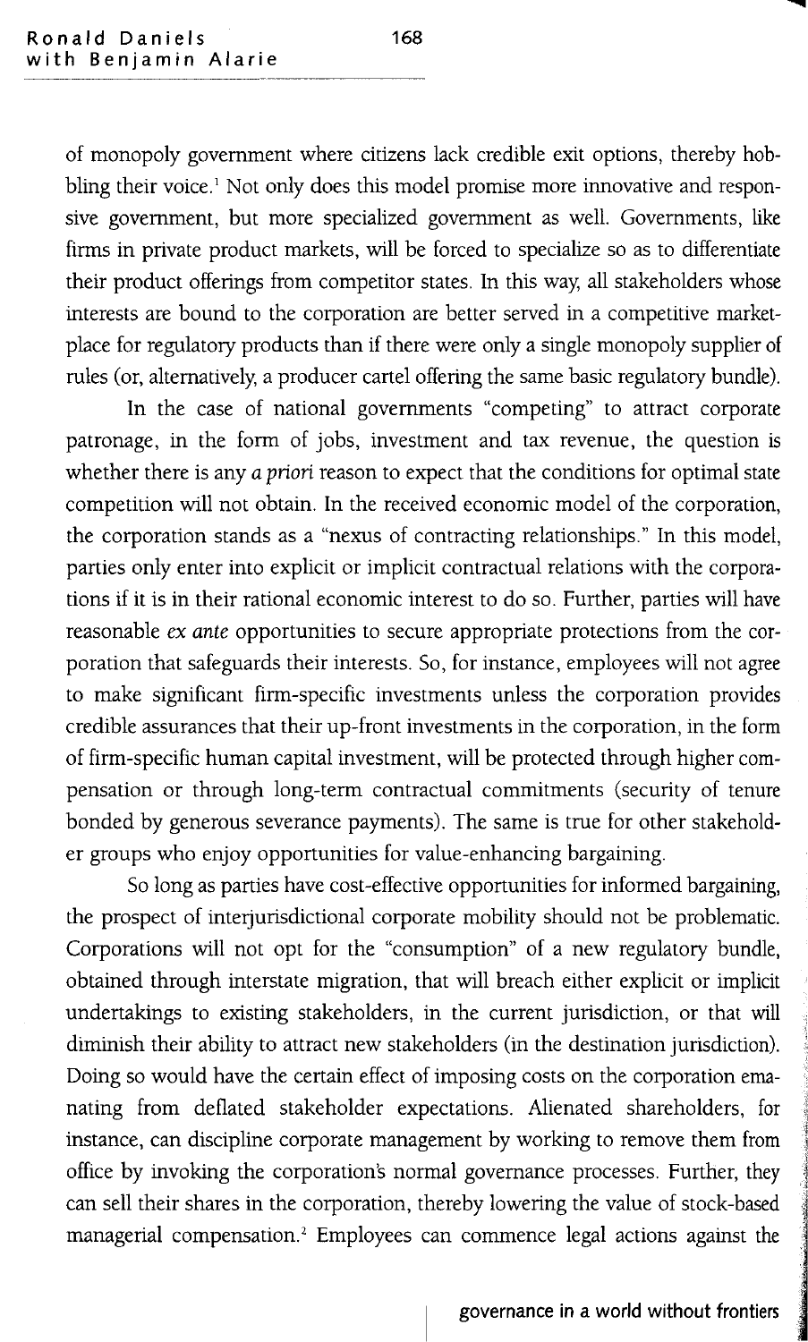of monopoly government where citizens lack credible exit options, thereby hobbling their voice.[1] Not only does this model promise more innovative and responsive government, but more specialized government as well. Governments, like firms in private product markets, will be forced to specialize so as to differentiate their product offerings from competitor states. In this way, all stakeholders whose interests are bound to the corporation are better served in a competitive marketplace for regulatory products than if there were only a single monopoly supplier of rules (or, alternatively, a producer cartel offering the same basic regulatory bundle).

In the case of national governments "competing" to attract corporate patronage, in the form of jobs, investment and tax revenue, the question is whether there is any *a priori* reason to expect that the conditions for optimal state competition will not obtain. In the received economic model of the corporation, the corporation stands as a "nexus of contracting relationships." In this model, parties only enter into explicit or implicit contractual relations with the corporations if it is in their rational economic interest to do so. Further, parties will have reasonable *ex ante* opportunities to secure appropriate protections from the corporation that safeguards their interests. So, for instance, employees will not agree to make significant firm-specific investments unless the corporation provides credible assurances that their up-front investments in the corporation, in the form of firm-specific human capital investment, will be protected through higher compensation or through long-term contractual commitments (security of tenure bonded by generous severance payments). The same is true for other stakeholder groups who enjoy opportunities for value-enhancing bargaining.

So long as parties have cost-effective opportunities for informed bargaining, the prospect of interjurisdictional corporate mobility should not be problematic. Corporations will not opt for the "consumption" of a new regulatory bundle, obtained through interstate migration, that will breach either explicit or implicit undertakings to existing stakeholders, in the current jurisdiction, or that will diminish their ability to attract new stakeholders (in the destination jurisdiction). Doing so would have the certain effect of imposing costs on the corporation emanating from deflated stakeholder expectations. Alienated shareholders, for instance, can discipline corporate management by working to remove them from office by invoking the corporation's normal governance processes. Further, they can sell their shares in the corporation, thereby lowering the value of stock-based managerial compensation.[2] Employees can commence legal actions against the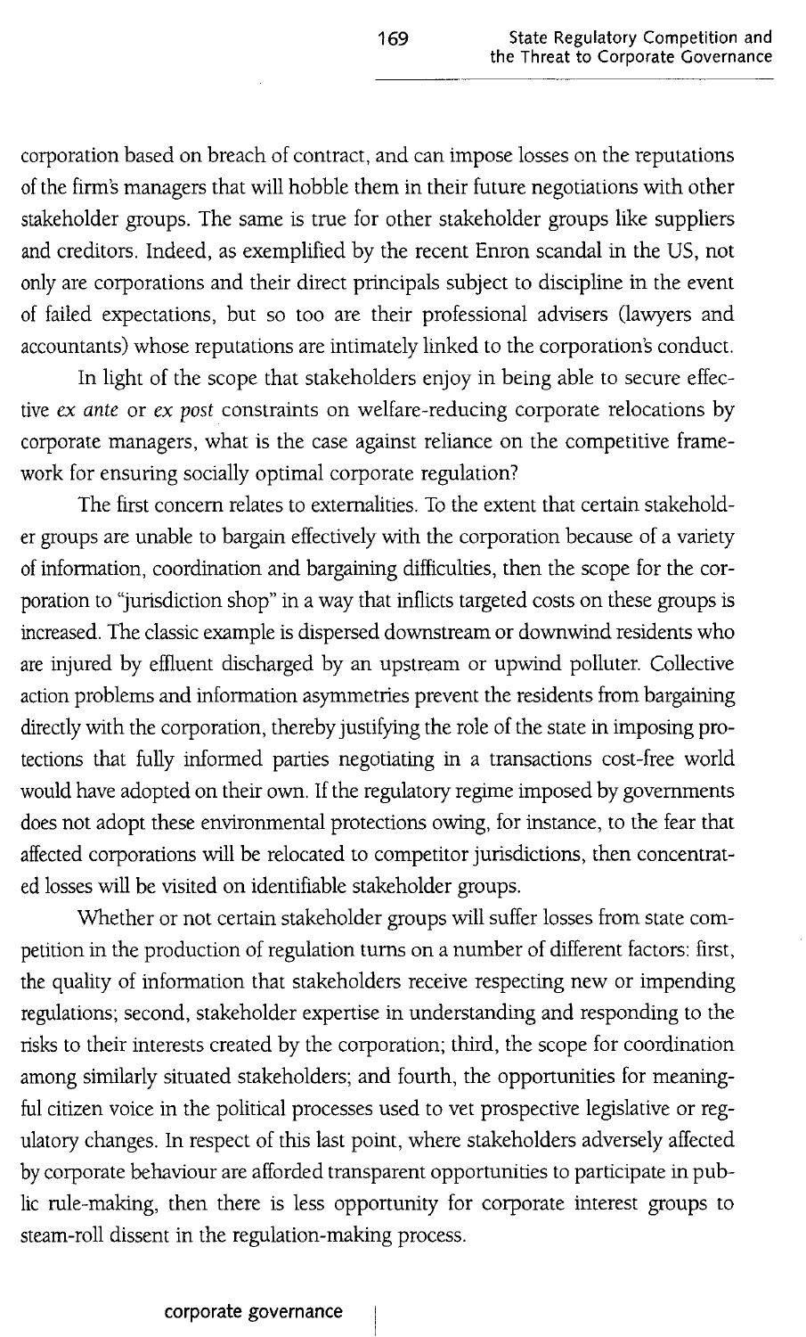corporation based on breach of contract, and can impose losses on the reputations of the firm's managers that will hobble them in their future negotiations with other stakeholder groups. The same is true for other stakeholder groups like suppliers and creditors. Indeed, as exemplified by the recent Enron scandal in the US, not only are corporations and their direct principals subject to discipline in the event of failed expectations, but so too are their professional advisers (lawyers and accountants) whose reputations are intimately linked to the corporation's conduct.

In light of the scope that stakeholders enjoy in being able to secure effective *ex ante* or *ex post* constraints on welfare-reducing corporate relocations by corporate managers, what is the case against reliance on the competitive framework for ensuring socially optimal corporate regulation?

The first concern relates to externalities. To the extent that certain stakeholder groups are unable to bargain effectively with the corporation because of a variety of information, coordination and bargaining difficulties, then the scope for the corporation to "jurisdiction shop" in a way that inflicts targeted costs on these groups is increased. The classic example is dispersed downstream or downwind residents who are injured by effluent discharged by an upstream or upwind polluter. Collective action problems and information asymmetries prevent the residents from bargaining directly with the corporation, thereby justifying the role of the state in imposing protections that fully informed parties negotiating in a transactions cost-free world would have adopted on their own. If the regulatory regime imposed by governments does not adopt these environmental protections owing, for instance, to the fear that affected corporations will be relocated to competitor jurisdictions, then concentrated losses will be visited on identifiable stakeholder groups.

Whether or not certain stakeholder groups will suffer losses from state competition in the production of regulation turns on a number of different factors: first, the quality of information that stakeholders receive respecting new or impending regulations; second, stakeholder expertise in understanding and responding to the risks to their interests created by the corporation; third, the scope for coordination among similarly situated stakeholders; and fourth, the opportunities for meaningful citizen voice in the political processes used to vet prospective legislative or regulatory changes. In respect of this last point, where stakeholders adversely affected by corporate behaviour are afforded transparent opportunities to participate in public rule-making, then there is less opportunity for corporate interest groups to steam-roll dissent in the regulation-making process.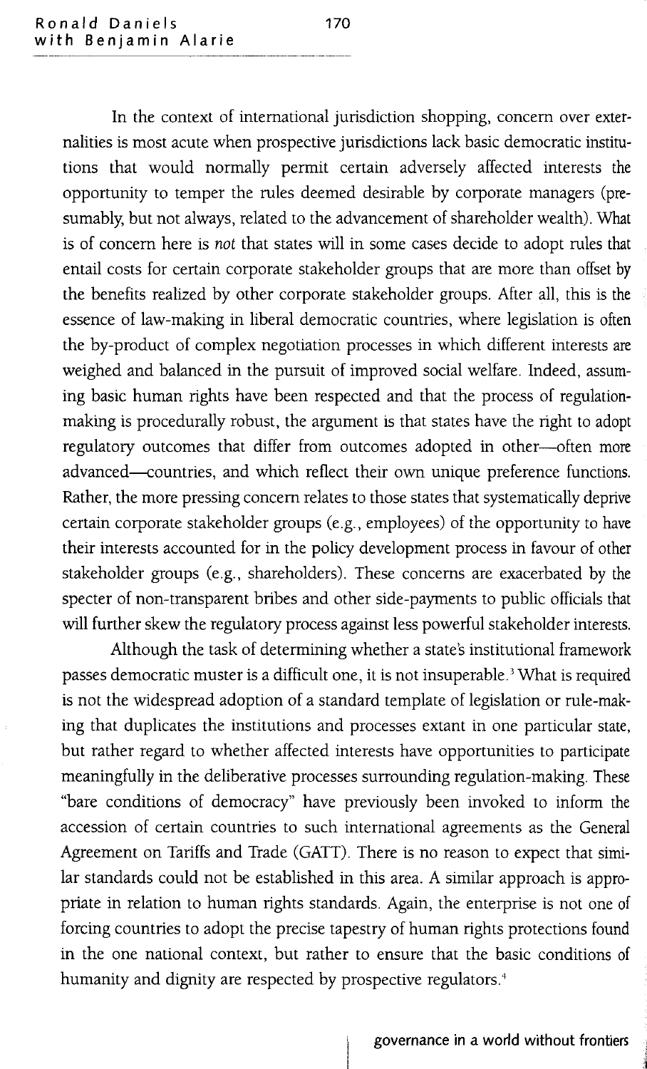In the context of international jurisdiction shopping, concern over externalities is most acute when prospective jurisdictions lack basic democratic institutions that would normally permit certain adversely affected interests the opportunity to temper the rules deemed desirable by corporate managers (presumably, but not always, related to the advancement of shareholder wealth). What is of concern here is *not* that states will in some cases decide to adopt rules that entail costs for certain corporate stakeholder groups that are more than offset by the benefits realized by other corporate stakeholder groups. After all, this is the essence of law-making in liberal democratic countries, where legislation is often the by-product of complex negotiation processes in which different interests are weighed and balanced in the pursuit of improved social welfare. Indeed, assuming basic human rights have been respected and that the process of regulation-making is procedurally robust, the argument is that states have the right to adopt regulatory outcomes that differ from outcomes adopted in other—often more advanced—countries, and which reflect their own unique preference functions. Rather, the more pressing concern relates to those states that systematically deprive certain corporate stakeholder groups (e.g., employees) of the opportunity to have their interests accounted for in the policy development process in favour of other stakeholder groups (e.g., shareholders). These concerns are exacerbated by the specter of non-transparent bribes and other side-payments to public officials that will further skew the regulatory process against less powerful stakeholder interests.

Although the task of determining whether a state's institutional framework passes democratic muster is a difficult one, it is not insuperable.[3] What is required is not the widespread adoption of a standard template of legislation or rule-making that duplicates the institutions and processes extant in one particular state, but rather regard to whether affected interests have opportunities to participate meaningfully in the deliberative processes surrounding regulation-making. These "bare conditions of democracy" have previously been invoked to inform the accession of certain countries to such international agreements as the General Agreement on Tariffs and Trade (GATT). There is no reason to expect that similar standards could not be established in this area. A similar approach is appropriate in relation to human rights standards. Again, the enterprise is not one of forcing countries to adopt the precise tapestry of human rights protections found in the one national context, but rather to ensure that the basic conditions of humanity and dignity are respected by prospective regulators.[4]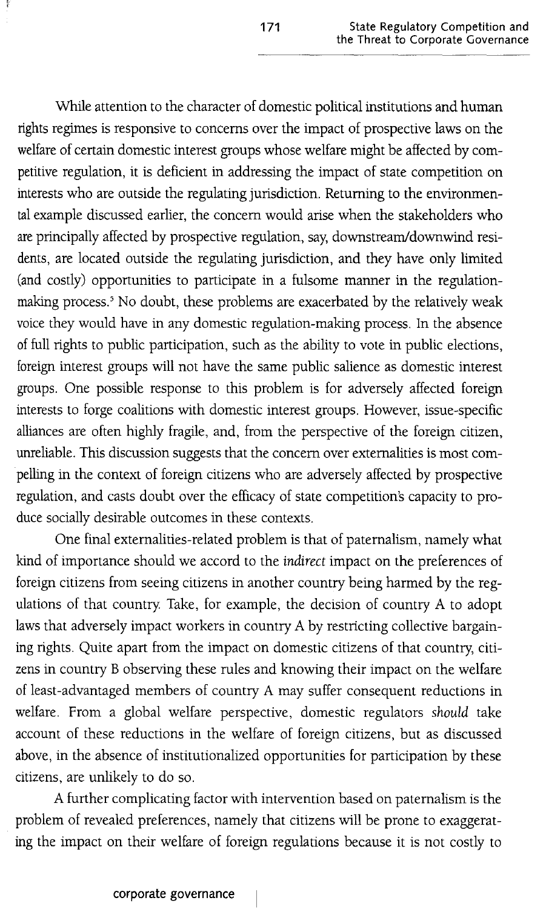While attention to the character of domestic political institutions and human rights regimes is responsive to concerns over the impact of prospective laws on the welfare of certain domestic interest groups whose welfare might be affected by competitive regulation, it is deficient in addressing the impact of state competition on interests who are outside the regulating jurisdiction. Returning to the environmental example discussed earlier, the concern would arise when the stakeholders who are principally affected by prospective regulation, say, downstream/downwind residents, are located outside the regulating jurisdiction, and they have only limited (and costly) opportunities to participate in a fulsome manner in the regulation-making process.[5] No doubt, these problems are exacerbated by the relatively weak voice they would have in any domestic regulation-making process. In the absence of full rights to public participation, such as the ability to vote in public elections, foreign interest groups will not have the same public salience as domestic interest groups. One possible response to this problem is for adversely affected foreign interests to forge coalitions with domestic interest groups. However, issue-specific alliances are often highly fragile, and, from the perspective of the foreign citizen, unreliable. This discussion suggests that the concern over externalities is most compelling in the context of foreign citizens who are adversely affected by prospective regulation, and casts doubt over the efficacy of state competition's capacity to produce socially desirable outcomes in these contexts.

One final externalities-related problem is that of paternalism, namely what kind of importance should we accord to the *indirect* impact on the preferences of foreign citizens from seeing citizens in another country being harmed by the regulations of that country. Take, for example, the decision of country A to adopt laws that adversely impact workers in country A by restricting collective bargaining rights. Quite apart from the impact on domestic citizens of that country, citizens in country B observing these rules and knowing their impact on the welfare of least-advantaged members of country A may suffer consequent reductions in welfare. From a global welfare perspective, domestic regulators *should* take account of these reductions in the welfare of foreign citizens, but as discussed above, in the absence of institutionalized opportunities for participation by these citizens, are unlikely to do so.

A further complicating factor with intervention based on paternalism is the problem of revealed preferences, namely that citizens will be prone to exaggerating the impact on their welfare of foreign regulations because it is not costly to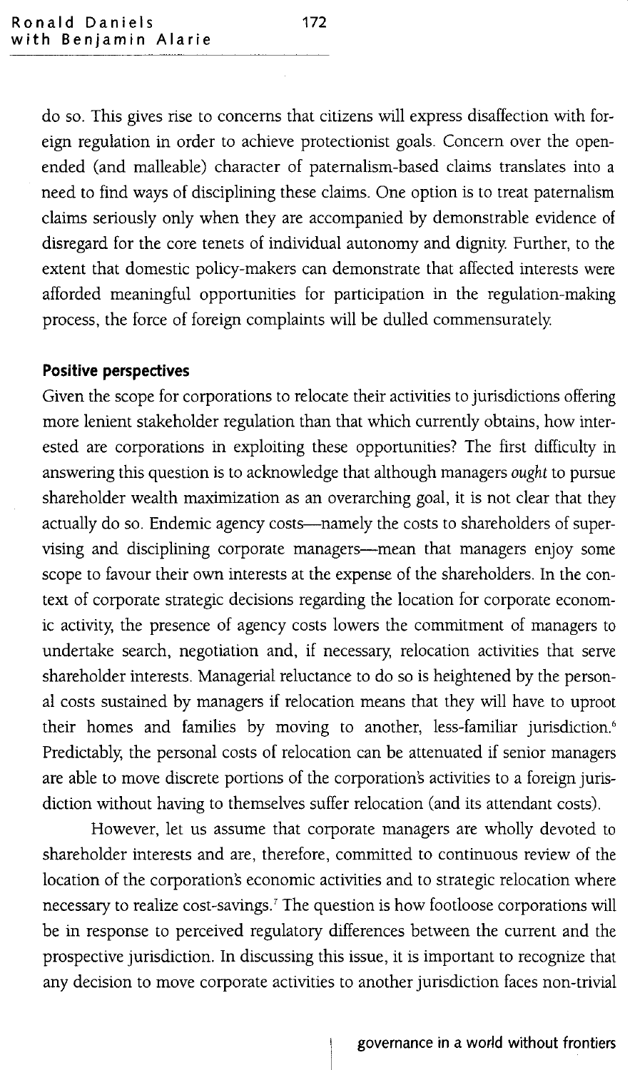do so. This gives rise to concerns that citizens will express disaffection with foreign regulation in order to achieve protectionist goals. Concern over the open-ended (and malleable) character of paternalism-based claims translates into a need to find ways of disciplining these claims. One option is to treat paternalism claims seriously only when they are accompanied by demonstrable evidence of disregard for the core tenets of individual autonomy and dignity. Further, to the extent that domestic policy-makers can demonstrate that affected interests were afforded meaningful opportunities for participation in the regulation-making process, the force of foreign complaints will be dulled commensurately.

### Positive perspectives

Given the scope for corporations to relocate their activities to jurisdictions offering more lenient stakeholder regulation than that which currently obtains, how interested are corporations in exploiting these opportunities? The first difficulty in answering this question is to acknowledge that although managers *ought* to pursue shareholder wealth maximization as an overarching goal, it is not clear that they actually do so. Endemic agency costs—namely the costs to shareholders of supervising and disciplining corporate managers—mean that managers enjoy some scope to favour their own interests at the expense of the shareholders. In the context of corporate strategic decisions regarding the location for corporate economic activity, the presence of agency costs lowers the commitment of managers to undertake search, negotiation and, if necessary, relocation activities that serve shareholder interests. Managerial reluctance to do so is heightened by the personal costs sustained by managers if relocation means that they will have to uproot their homes and families by moving to another, less-familiar jurisdiction.[6] Predictably, the personal costs of relocation can be attenuated if senior managers are able to move discrete portions of the corporation's activities to a foreign jurisdiction without having to themselves suffer relocation (and its attendant costs).

However, let us assume that corporate managers are wholly devoted to shareholder interests and are, therefore, committed to continuous review of the location of the corporation's economic activities and to strategic relocation where necessary to realize cost-savings.[7] The question is how footloose corporations will be in response to perceived regulatory differences between the current and the prospective jurisdiction. In discussing this issue, it is important to recognize that any decision to move corporate activities to another jurisdiction faces non-trivial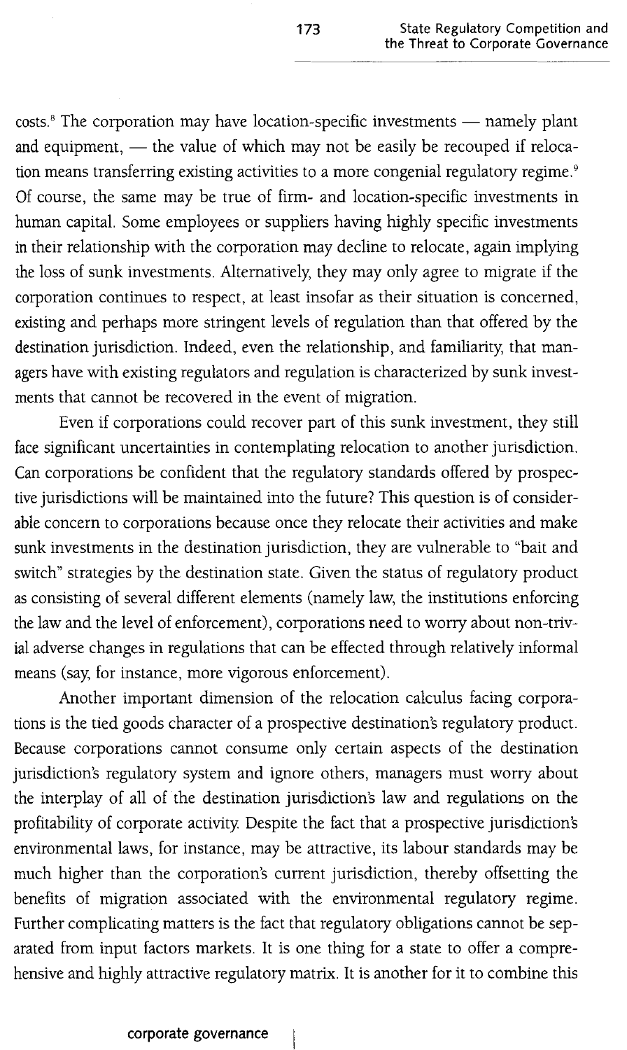costs.[8] The corporation may have location-specific investments — namely plant and equipment, — the value of which may not be easily be recouped if relocation means transferring existing activities to a more congenial regulatory regime.[9] Of course, the same may be true of firm- and location-specific investments in human capital. Some employees or suppliers having highly specific investments in their relationship with the corporation may decline to relocate, again implying the loss of sunk investments. Alternatively, they may only agree to migrate if the corporation continues to respect, at least insofar as their situation is concerned, existing and perhaps more stringent levels of regulation than that offered by the destination jurisdiction. Indeed, even the relationship, and familiarity, that managers have with existing regulators and regulation is characterized by sunk investments that cannot be recovered in the event of migration.

Even if corporations could recover part of this sunk investment, they still face significant uncertainties in contemplating relocation to another jurisdiction. Can corporations be confident that the regulatory standards offered by prospective jurisdictions will be maintained into the future? This question is of considerable concern to corporations because once they relocate their activities and make sunk investments in the destination jurisdiction, they are vulnerable to "bait and switch" strategies by the destination state. Given the status of regulatory product as consisting of several different elements (namely law, the institutions enforcing the law and the level of enforcement), corporations need to worry about non-trivial adverse changes in regulations that can be effected through relatively informal means (say, for instance, more vigorous enforcement).

Another important dimension of the relocation calculus facing corporations is the tied goods character of a prospective destination's regulatory product. Because corporations cannot consume only certain aspects of the destination jurisdiction's regulatory system and ignore others, managers must worry about the interplay of all of the destination jurisdiction's law and regulations on the profitability of corporate activity. Despite the fact that a prospective jurisdiction's environmental laws, for instance, may be attractive, its labour standards may be much higher than the corporation's current jurisdiction, thereby offsetting the benefits of migration associated with the environmental regulatory regime. Further complicating matters is the fact that regulatory obligations cannot be separated from input factors markets. It is one thing for a state to offer a comprehensive and highly attractive regulatory matrix. It is another for it to combine this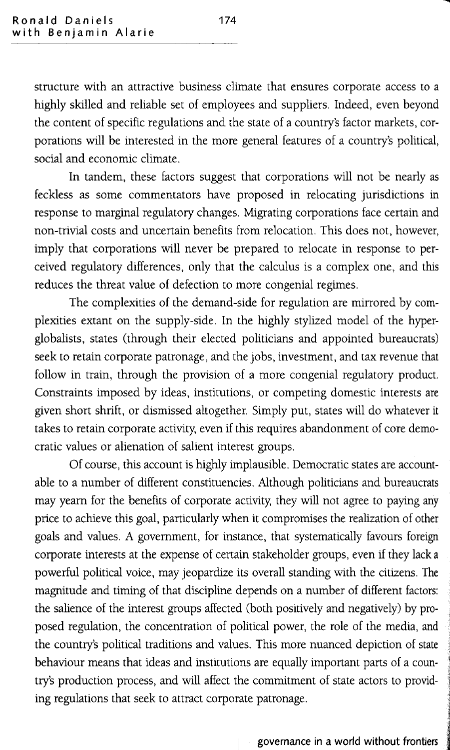structure with an attractive business climate that ensures corporate access to a highly skilled and reliable set of employees and suppliers. Indeed, even beyond the content of specific regulations and the state of a country's factor markets, corporations will be interested in the more general features of a country's political, social and economic climate.

In tandem, these factors suggest that corporations will not be nearly as feckless as some commentators have proposed in relocating jurisdictions in response to marginal regulatory changes. Migrating corporations face certain and non-trivial costs and uncertain benefits from relocation. This does not, however, imply that corporations will never be prepared to relocate in response to perceived regulatory differences, only that the calculus is a complex one, and this reduces the threat value of defection to more congenial regimes.

The complexities of the demand-side for regulation are mirrored by complexities extant on the supply-side. In the highly stylized model of the hyper-globalists, states (through their elected politicians and appointed bureaucrats) seek to retain corporate patronage, and the jobs, investment, and tax revenue that follow in train, through the provision of a more congenial regulatory product. Constraints imposed by ideas, institutions, or competing domestic interests are given short shrift, or dismissed altogether. Simply put, states will do whatever it takes to retain corporate activity, even if this requires abandonment of core democratic values or alienation of salient interest groups.

Of course, this account is highly implausible. Democratic states are accountable to a number of different constituencies. Although politicians and bureaucrats may yearn for the benefits of corporate activity, they will not agree to paying any price to achieve this goal, particularly when it compromises the realization of other goals and values. A government, for instance, that systematically favours foreign corporate interests at the expense of certain stakeholder groups, even if they lack a powerful political voice, may jeopardize its overall standing with the citizens. The magnitude and timing of that discipline depends on a number of different factors: the salience of the interest groups affected (both positively and negatively) by proposed regulation, the concentration of political power, the role of the media, and the country's political traditions and values. This more nuanced depiction of state behaviour means that ideas and institutions are equally important parts of a country's production process, and will affect the commitment of state actors to providing regulations that seek to attract corporate patronage.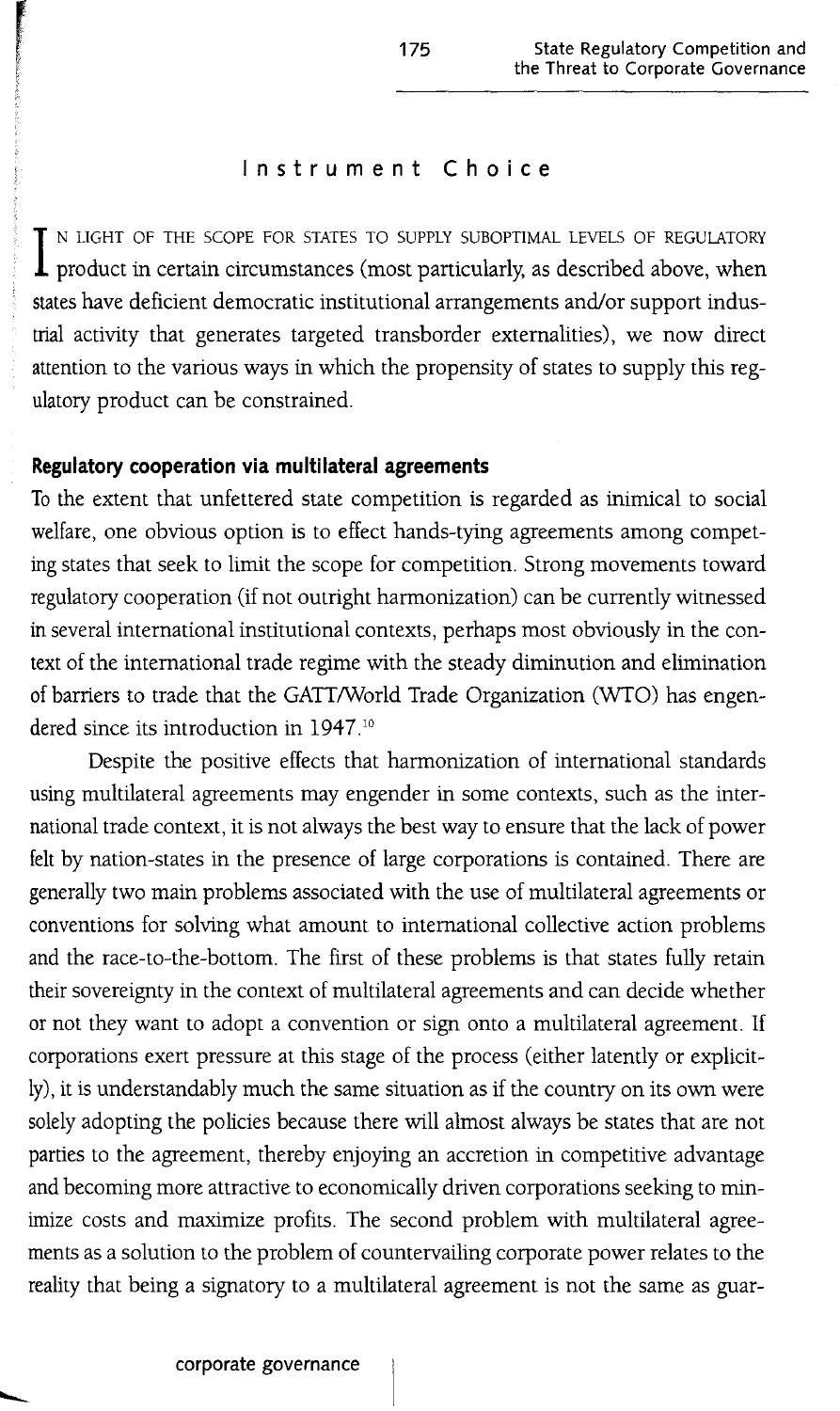## Instrument Choice

In light of the scope for states to supply suboptimal levels of regulatory product in certain circumstances (most particularly, as described above, when states have deficient democratic institutional arrangements and/or support industrial activity that generates targeted transborder externalities), we now direct attention to the various ways in which the propensity of states to supply this regulatory product can be constrained.

### Regulatory cooperation via multilateral agreements

To the extent that unfettered state competition is regarded as inimical to social welfare, one obvious option is to effect hands-tying agreements among competing states that seek to limit the scope for competition. Strong movements toward regulatory cooperation (if not outright harmonization) can be currently witnessed in several international institutional contexts, perhaps most obviously in the context of the international trade regime with the steady diminution and elimination of barriers to trade that the GATT/World Trade Organization (WTO) has engendered since its introduction in 1947.[10]

Despite the positive effects that harmonization of international standards using multilateral agreements may engender in some contexts, such as the international trade context, it is not always the best way to ensure that the lack of power felt by nation-states in the presence of large corporations is contained. There are generally two main problems associated with the use of multilateral agreements or conventions for solving what amount to international collective action problems and the race-to-the-bottom. The first of these problems is that states fully retain their sovereignty in the context of multilateral agreements and can decide whether or not they want to adopt a convention or sign onto a multilateral agreement. If corporations exert pressure at this stage of the process (either latently or explicitly), it is understandably much the same situation as if the country on its own were solely adopting the policies because there will almost always be states that are not parties to the agreement, thereby enjoying an accretion in competitive advantage and becoming more attractive to economically driven corporations seeking to minimize costs and maximize profits. The second problem with multilateral agreements as a solution to the problem of countervailing corporate power relates to the reality that being a signatory to a multilateral agreement is not the same as guar-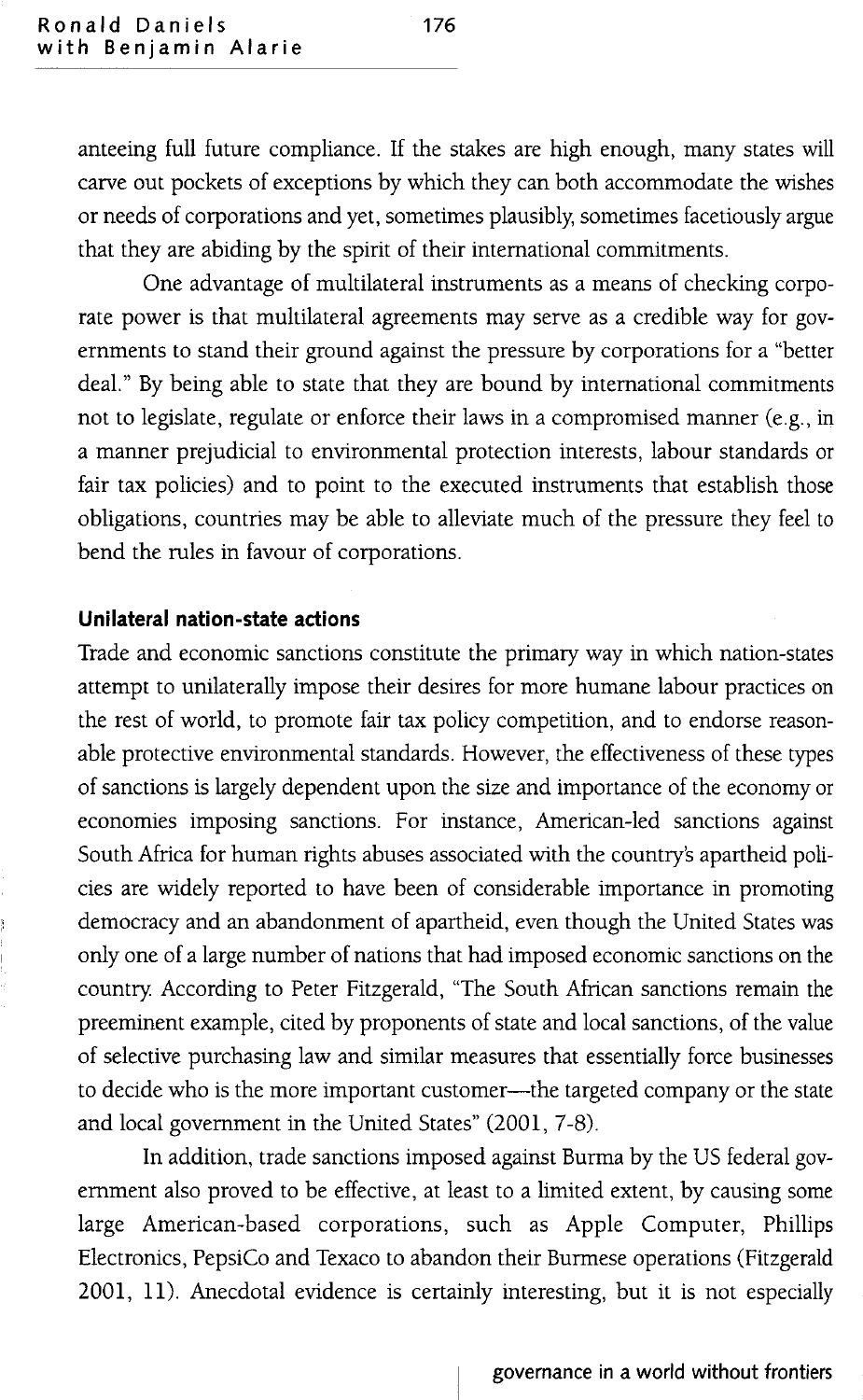anteeing full future compliance. If the stakes are high enough, many states will carve out pockets of exceptions by which they can both accommodate the wishes or needs of corporations and yet, sometimes plausibly, sometimes facetiously argue that they are abiding by the spirit of their international commitments.

One advantage of multilateral instruments as a means of checking corporate power is that multilateral agreements may serve as a credible way for governments to stand their ground against the pressure by corporations for a "better deal." By being able to state that they are bound by international commitments not to legislate, regulate or enforce their laws in a compromised manner (e.g., in a manner prejudicial to environmental protection interests, labour standards or fair tax policies) and to point to the executed instruments that establish those obligations, countries may be able to alleviate much of the pressure they feel to bend the rules in favour of corporations.

### Unilateral nation-state actions

Trade and economic sanctions constitute the primary way in which nation-states attempt to unilaterally impose their desires for more humane labour practices on the rest of world, to promote fair tax policy competition, and to endorse reasonable protective environmental standards. However, the effectiveness of these types of sanctions is largely dependent upon the size and importance of the economy or economies imposing sanctions. For instance, American-led sanctions against South Africa for human rights abuses associated with the country's apartheid policies are widely reported to have been of considerable importance in promoting democracy and an abandonment of apartheid, even though the United States was only one of a large number of nations that had imposed economic sanctions on the country. According to Peter Fitzgerald, "The South African sanctions remain the preeminent example, cited by proponents of state and local sanctions, of the value of selective purchasing law and similar measures that essentially force businesses to decide who is the more important customer—the targeted company or the state and local government in the United States" (2001, 7-8).

In addition, trade sanctions imposed against Burma by the US federal government also proved to be effective, at least to a limited extent, by causing some large American-based corporations, such as Apple Computer, Phillips Electronics, PepsiCo and Texaco to abandon their Burmese operations (Fitzgerald 2001, 11). Anecdotal evidence is certainly interesting, but it is not especially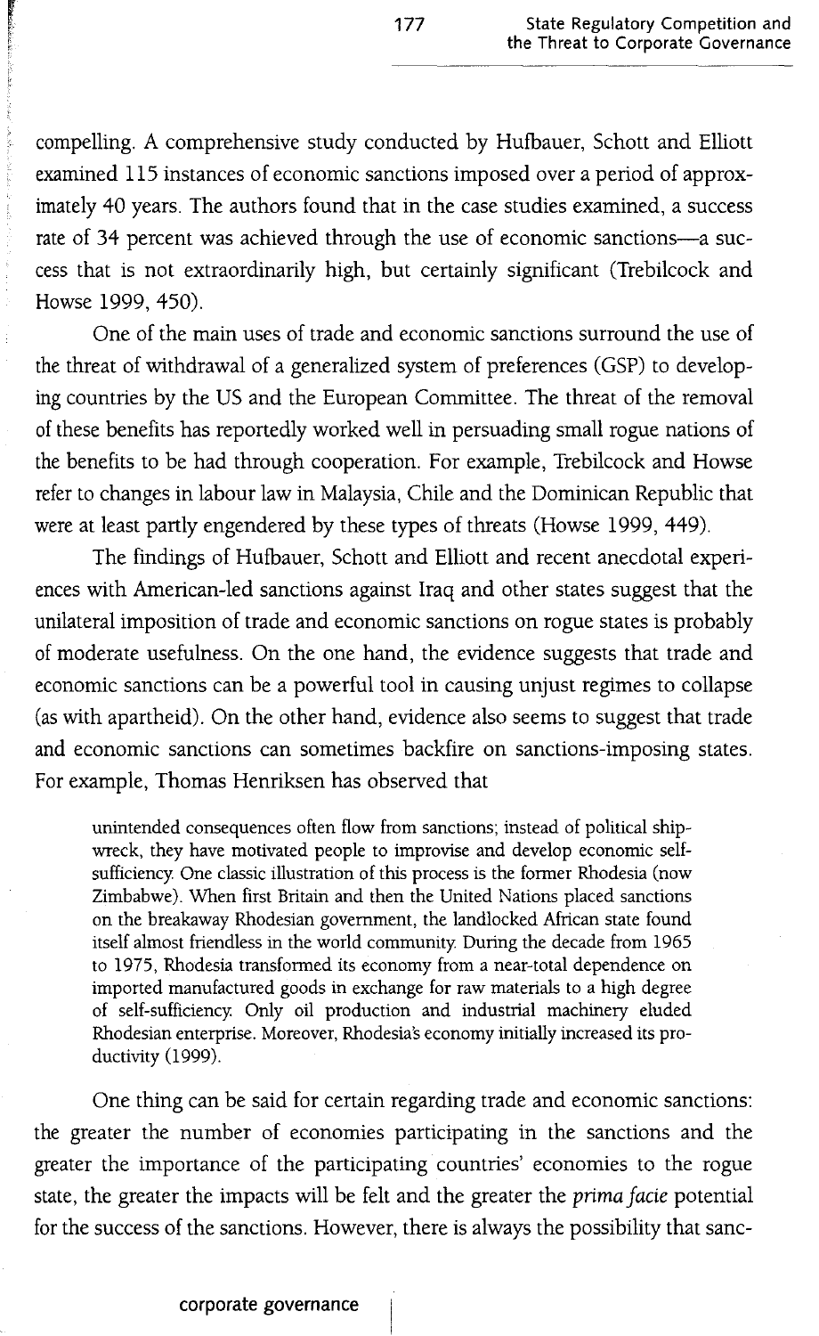compelling. A comprehensive study conducted by Hufbauer, Schott and Elliott examined 115 instances of economic sanctions imposed over a period of approximately 40 years. The authors found that in the case studies examined, a success rate of 34 percent was achieved through the use of economic sanctions—a success that is not extraordinarily high, but certainly significant (Trebilcock and Howse 1999, 450).

One of the main uses of trade and economic sanctions surround the use of the threat of withdrawal of a generalized system of preferences (GSP) to developing countries by the US and the European Committee. The threat of the removal of these benefits has reportedly worked well in persuading small rogue nations of the benefits to be had through cooperation. For example, Trebilcock and Howse refer to changes in labour law in Malaysia, Chile and the Dominican Republic that were at least partly engendered by these types of threats (Howse 1999, 449).

The findings of Hufbauer, Schott and Elliott and recent anecdotal experiences with American-led sanctions against Iraq and other states suggest that the unilateral imposition of trade and economic sanctions on rogue states is probably of moderate usefulness. On the one hand, the evidence suggests that trade and economic sanctions can be a powerful tool in causing unjust regimes to collapse (as with apartheid). On the other hand, evidence also seems to suggest that trade and economic sanctions can sometimes backfire on sanctions-imposing states. For example, Thomas Henriksen has observed that

> unintended consequences often flow from sanctions; instead of political shipwreck, they have motivated people to improvise and develop economic self-sufficiency. One classic illustration of this process is the former Rhodesia (now Zimbabwe). When first Britain and then the United Nations placed sanctions on the breakaway Rhodesian government, the landlocked African state found itself almost friendless in the world community. During the decade from 1965 to 1975, Rhodesia transformed its economy from a near-total dependence on imported manufactured goods in exchange for raw materials to a high degree of self-sufficiency. Only oil production and industrial machinery eluded Rhodesian enterprise. Moreover, Rhodesia's economy initially increased its productivity (1999).

One thing can be said for certain regarding trade and economic sanctions: the greater the number of economies participating in the sanctions and the greater the importance of the participating countries' economies to the rogue state, the greater the impacts will be felt and the greater the *prima facie* potential for the success of the sanctions. However, there is always the possibility that sanc-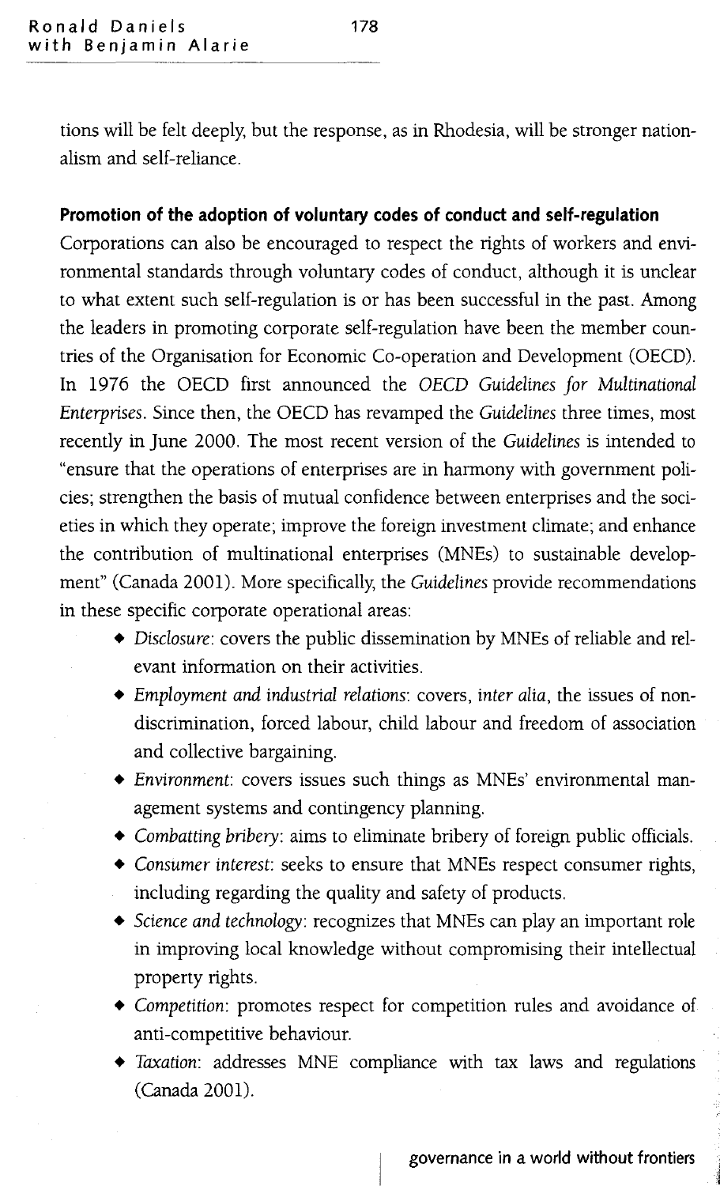tions will be felt deeply, but the response, as in Rhodesia, will be stronger nationalism and self-reliance.

### Promotion of the adoption of voluntary codes of conduct and self-regulation

Corporations can also be encouraged to respect the rights of workers and environmental standards through voluntary codes of conduct, although it is unclear to what extent such self-regulation is or has been successful in the past. Among the leaders in promoting corporate self-regulation have been the member countries of the Organisation for Economic Co-operation and Development (OECD). In 1976 the OECD first announced the *OECD Guidelines for Multinational Enterprises*. Since then, the OECD has revamped the *Guidelines* three times, most recently in June 2000. The most recent version of the *Guidelines* is intended to "ensure that the operations of enterprises are in harmony with government policies; strengthen the basis of mutual confidence between enterprises and the societies in which they operate; improve the foreign investment climate; and enhance the contribution of multinational enterprises (MNEs) to sustainable development" (Canada 2001). More specifically, the *Guidelines* provide recommendations in these specific corporate operational areas:

- *Disclosure*: covers the public dissemination by MNEs of reliable and relevant information on their activities.
- *Employment and industrial relations*: covers, *inter alia*, the issues of non-discrimination, forced labour, child labour and freedom of association and collective bargaining.
- *Environment*: covers issues such things as MNEs' environmental management systems and contingency planning.
- *Combatting bribery*: aims to eliminate bribery of foreign public officials.
- *Consumer interest*: seeks to ensure that MNEs respect consumer rights, including regarding the quality and safety of products.
- *Science and technology*: recognizes that MNEs can play an important role in improving local knowledge without compromising their intellectual property rights.
- *Competition*: promotes respect for competition rules and avoidance of anti-competitive behaviour.
- *Taxation*: addresses MNE compliance with tax laws and regulations (Canada 2001).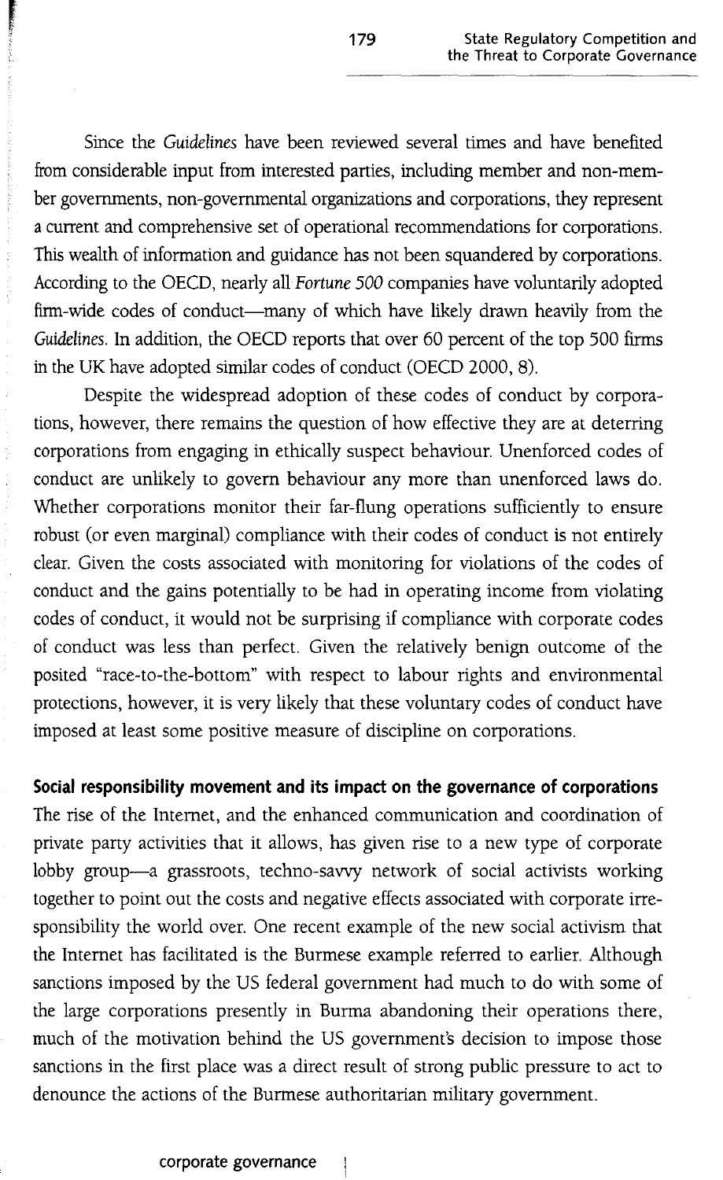Since the *Guidelines* have been reviewed several times and have benefited from considerable input from interested parties, including member and non-member governments, non-governmental organizations and corporations, they represent a current and comprehensive set of operational recommendations for corporations. This wealth of information and guidance has not been squandered by corporations. According to the OECD, nearly all *Fortune 500* companies have voluntarily adopted firm-wide codes of conduct—many of which have likely drawn heavily from the *Guidelines*. In addition, the OECD reports that over 60 percent of the top 500 firms in the UK have adopted similar codes of conduct (OECD 2000, 8).

Despite the widespread adoption of these codes of conduct by corporations, however, there remains the question of how effective they are at deterring corporations from engaging in ethically suspect behaviour. Unenforced codes of conduct are unlikely to govern behaviour any more than unenforced laws do. Whether corporations monitor their far-flung operations sufficiently to ensure robust (or even marginal) compliance with their codes of conduct is not entirely clear. Given the costs associated with monitoring for violations of the codes of conduct and the gains potentially to be had in operating income from violating codes of conduct, it would not be surprising if compliance with corporate codes of conduct was less than perfect. Given the relatively benign outcome of the posited "race-to-the-bottom" with respect to labour rights and environmental protections, however, it is very likely that these voluntary codes of conduct have imposed at least some positive measure of discipline on corporations.

**Social responsibility movement and its impact on the governance of corporations**

The rise of the Internet, and the enhanced communication and coordination of private party activities that it allows, has given rise to a new type of corporate lobby group—a grassroots, techno-savvy network of social activists working together to point out the costs and negative effects associated with corporate irresponsibility the world over. One recent example of the new social activism that the Internet has facilitated is the Burmese example referred to earlier. Although sanctions imposed by the US federal government had much to do with some of the large corporations presently in Burma abandoning their operations there, much of the motivation behind the US government's decision to impose those sanctions in the first place was a direct result of strong public pressure to act to denounce the actions of the Burmese authoritarian military government.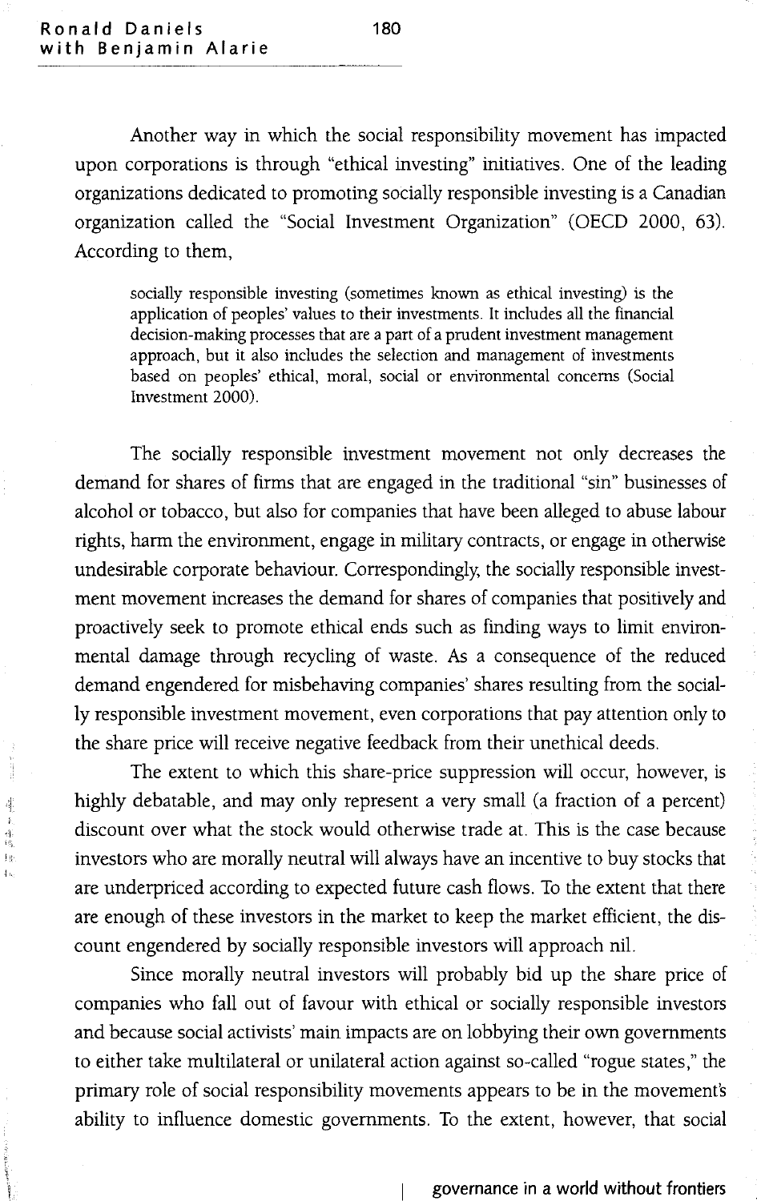Another way in which the social responsibility movement has impacted upon corporations is through "ethical investing" initiatives. One of the leading organizations dedicated to promoting socially responsible investing is a Canadian organization called the "Social Investment Organization" (OECD 2000, 63). According to them,

> socially responsible investing (sometimes known as ethical investing) is the application of peoples' values to their investments. It includes all the financial decision-making processes that are a part of a prudent investment management approach, but it also includes the selection and management of investments based on peoples' ethical, moral, social or environmental concerns (Social Investment 2000).

The socially responsible investment movement not only decreases the demand for shares of firms that are engaged in the traditional "sin" businesses of alcohol or tobacco, but also for companies that have been alleged to abuse labour rights, harm the environment, engage in military contracts, or engage in otherwise undesirable corporate behaviour. Correspondingly, the socially responsible investment movement increases the demand for shares of companies that positively and proactively seek to promote ethical ends such as finding ways to limit environmental damage through recycling of waste. As a consequence of the reduced demand engendered for misbehaving companies' shares resulting from the socially responsible investment movement, even corporations that pay attention only to the share price will receive negative feedback from their unethical deeds.

The extent to which this share-price suppression will occur, however, is highly debatable, and may only represent a very small (a fraction of a percent) discount over what the stock would otherwise trade at. This is the case because investors who are morally neutral will always have an incentive to buy stocks that are underpriced according to expected future cash flows. To the extent that there are enough of these investors in the market to keep the market efficient, the discount engendered by socially responsible investors will approach nil.

Since morally neutral investors will probably bid up the share price of companies who fall out of favour with ethical or socially responsible investors and because social activists' main impacts are on lobbying their own governments to either take multilateral or unilateral action against so-called "rogue states," the primary role of social responsibility movements appears to be in the movement's ability to influence domestic governments. To the extent, however, that social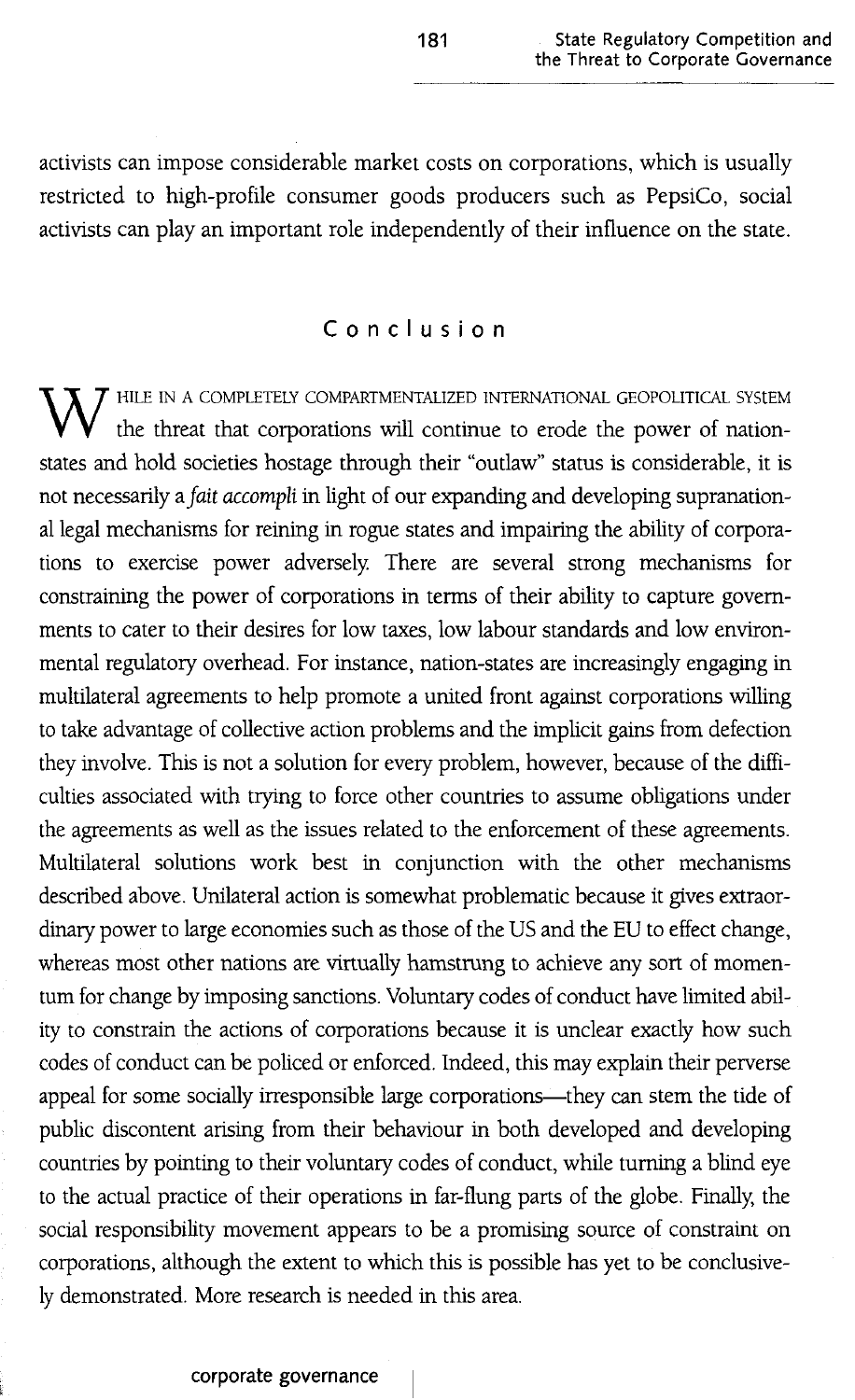activists can impose considerable market costs on corporations, which is usually restricted to high-profile consumer goods producers such as PepsiCo, social activists can play an important role independently of their influence on the state.

## Conclusion

While in a completely compartmentalized international geopolitical system the threat that corporations will continue to erode the power of nation-states and hold societies hostage through their "outlaw" status is considerable, it is not necessarily a *fait accompli* in light of our expanding and developing supranational legal mechanisms for reining in rogue states and impairing the ability of corporations to exercise power adversely. There are several strong mechanisms for constraining the power of corporations in terms of their ability to capture governments to cater to their desires for low taxes, low labour standards and low environmental regulatory overhead. For instance, nation-states are increasingly engaging in multilateral agreements to help promote a united front against corporations willing to take advantage of collective action problems and the implicit gains from defection they involve. This is not a solution for every problem, however, because of the difficulties associated with trying to force other countries to assume obligations under the agreements as well as the issues related to the enforcement of these agreements. Multilateral solutions work best in conjunction with the other mechanisms described above. Unilateral action is somewhat problematic because it gives extraordinary power to large economies such as those of the US and the EU to effect change, whereas most other nations are virtually hamstrung to achieve any sort of momentum for change by imposing sanctions. Voluntary codes of conduct have limited ability to constrain the actions of corporations because it is unclear exactly how such codes of conduct can be policed or enforced. Indeed, this may explain their perverse appeal for some socially irresponsible large corporations—they can stem the tide of public discontent arising from their behaviour in both developed and developing countries by pointing to their voluntary codes of conduct, while turning a blind eye to the actual practice of their operations in far-flung parts of the globe. Finally, the social responsibility movement appears to be a promising source of constraint on corporations, although the extent to which this is possible has yet to be conclusively demonstrated. More research is needed in this area.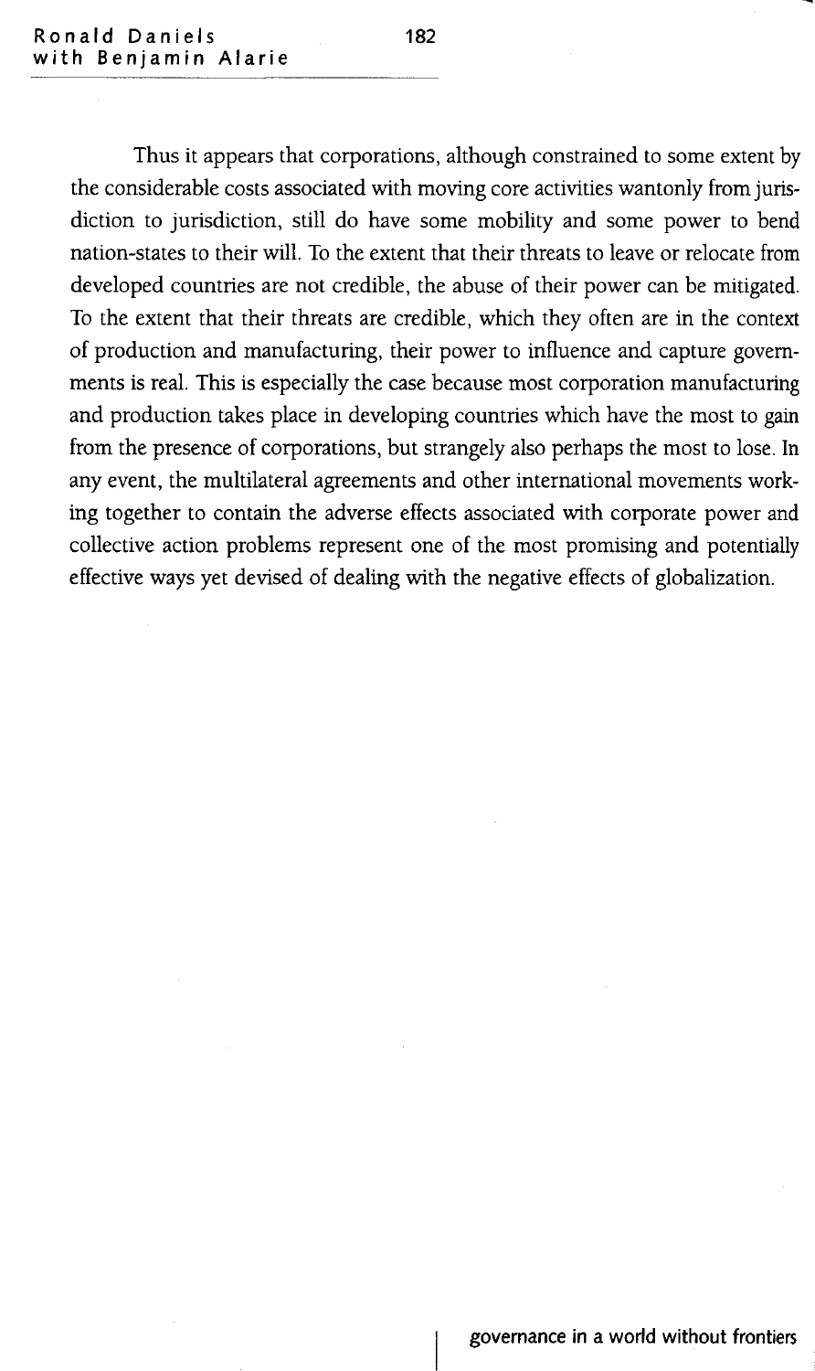Thus it appears that corporations, although constrained to some extent by the considerable costs associated with moving core activities wantonly from jurisdiction to jurisdiction, still do have some mobility and some power to bend nation-states to their will. To the extent that their threats to leave or relocate from developed countries are not credible, the abuse of their power can be mitigated. To the extent that their threats are credible, which they often are in the context of production and manufacturing, their power to influence and capture governments is real. This is especially the case because most corporation manufacturing and production takes place in developing countries which have the most to gain from the presence of corporations, but strangely also perhaps the most to lose. In any event, the multilateral agreements and other international movements working together to contain the adverse effects associated with corporate power and collective action problems represent one of the most promising and potentially effective ways yet devised of dealing with the negative effects of globalization.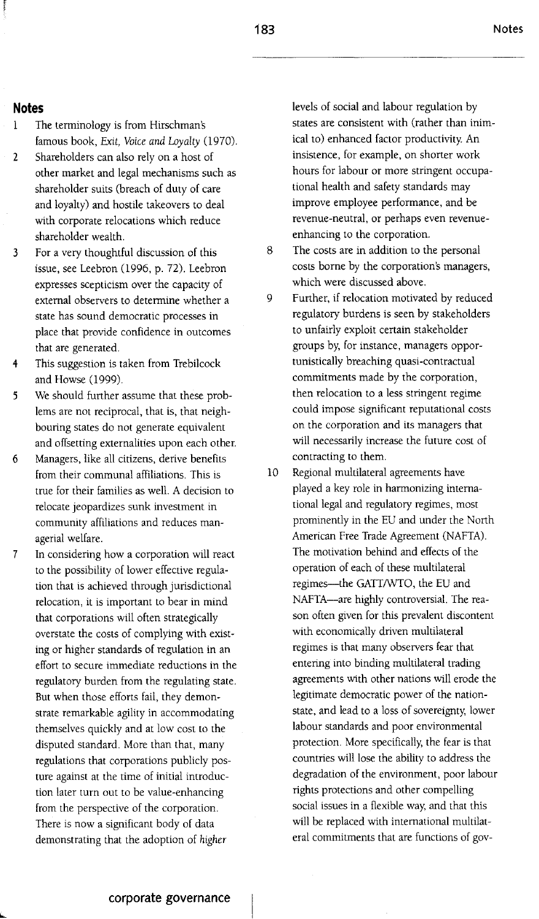## Notes

1. The terminology is from Hirschman's famous book, *Exit, Voice and Loyalty* (1970).
2. Shareholders can also rely on a host of other market and legal mechanisms such as shareholder suits (breach of duty of care and loyalty) and hostile takeovers to deal with corporate relocations which reduce shareholder wealth.
3. For a very thoughtful discussion of this issue, see Leebron (1996, p. 72). Leebron expresses scepticism over the capacity of external observers to determine whether a state has sound democratic processes in place that provide confidence in outcomes that are generated.
4. This suggestion is taken from Trebilcock and Howse (1999).
5. We should further assume that these problems are not reciprocal, that is, that neighbouring states do not generate equivalent and offsetting externalities upon each other.
6. Managers, like all citizens, derive benefits from their communal affiliations. This is true for their families as well. A decision to relocate jeopardizes sunk investment in community affiliations and reduces managerial welfare.
7. In considering how a corporation will react to the possibility of lower effective regulation that is achieved through jurisdictional relocation, it is important to bear in mind that corporations will often strategically overstate the costs of complying with existing or higher standards of regulation in an effort to secure immediate reductions in the regulatory burden from the regulating state. But when those efforts fail, they demonstrate remarkable agility in accommodating themselves quickly and at low cost to the disputed standard. More than that, many regulations that corporations publicly posture against at the time of initial introduction later turn out to be value-enhancing from the perspective of the corporation. There is now a significant body of data demonstrating that the adoption of *higher* levels of social and labour regulation by states are consistent with (rather than inimical to) enhanced factor productivity. An insistence, for example, on shorter work hours for labour or more stringent occupational health and safety standards may improve employee performance, and be revenue-neutral, or perhaps even revenue-enhancing to the corporation.
8. The costs are in addition to the personal costs borne by the corporation's managers, which were discussed above.
9. Further, if relocation motivated by reduced regulatory burdens is seen by stakeholders to unfairly exploit certain stakeholder groups by, for instance, managers opportunistically breaching quasi-contractual commitments made by the corporation, then relocation to a less stringent regime could impose significant reputational costs on the corporation and its managers that will necessarily increase the future cost of contracting to them.
10. Regional multilateral agreements have played a key role in harmonizing international legal and regulatory regimes, most prominently in the EU and under the North American Free Trade Agreement (NAFTA). The motivation behind and effects of the operation of each of these multilateral regimes—the GATT/WTO, the EU and NAFTA—are highly controversial. The reason often given for this prevalent discontent with economically driven multilateral regimes is that many observers fear that entering into binding multilateral trading agreements with other nations will erode the legitimate democratic power of the nation-state, and lead to a loss of sovereignty, lower labour standards and poor environmental protection. More specifically, the fear is that countries will lose the ability to address the degradation of the environment, poor labour rights protections and other compelling social issues in a flexible way, and that this will be replaced with international multilateral commitments that are functions of gov-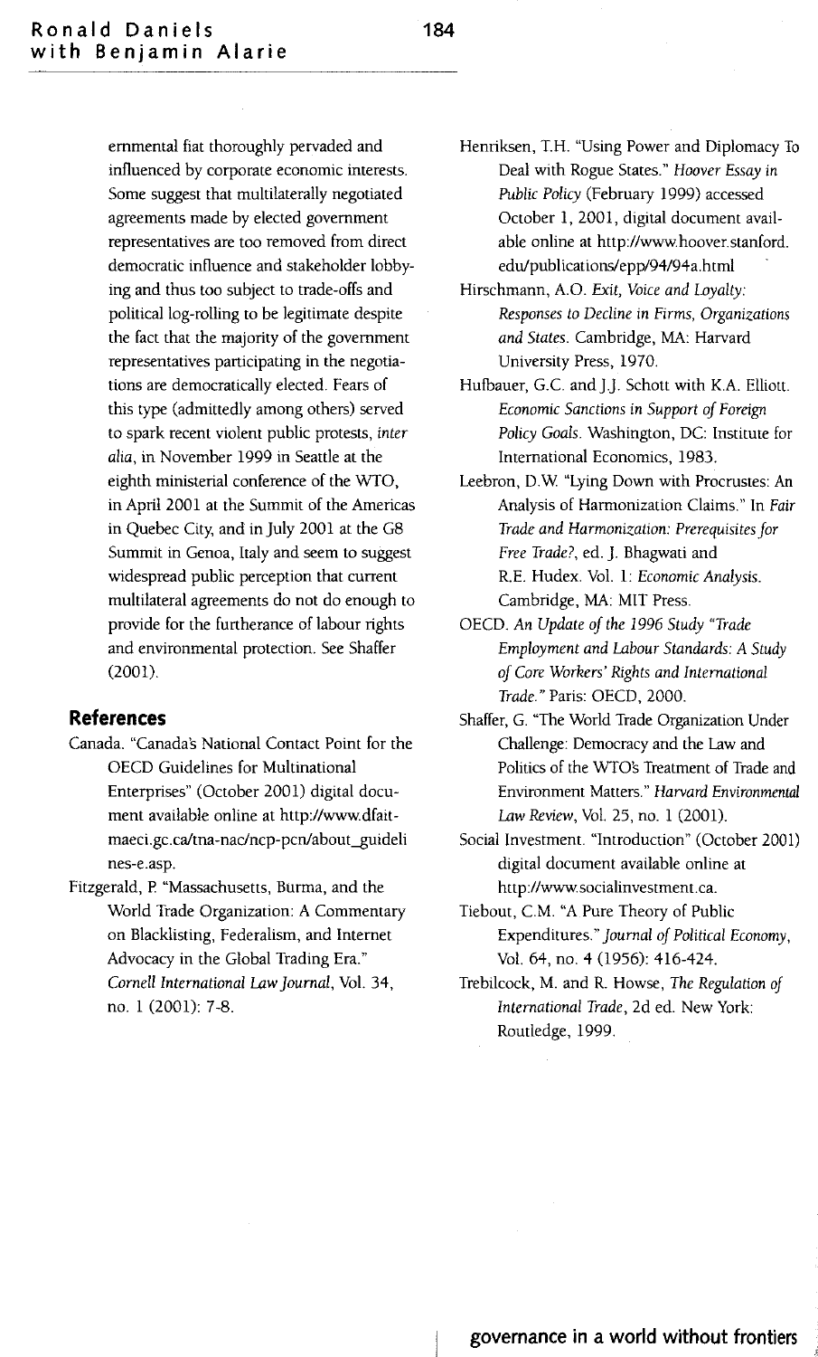ernmental fiat thoroughly pervaded and influenced by corporate economic interests. Some suggest that multilaterally negotiated agreements made by elected government representatives are too removed from direct democratic influence and stakeholder lobbying and thus too subject to trade-offs and political log-rolling to be legitimate despite the fact that the majority of the government representatives participating in the negotiations are democratically elected. Fears of this type (admittedly among others) served to spark recent violent public protests, *inter alia*, in November 1999 in Seattle at the eighth ministerial conference of the WTO, in April 2001 at the Summit of the Americas in Quebec City, and in July 2001 at the G8 Summit in Genoa, Italy and seem to suggest widespread public perception that current multilateral agreements do not do enough to provide for the furtherance of labour rights and environmental protection. See Shaffer (2001).

## References

Canada. "Canada's National Contact Point for the OECD Guidelines for Multinational Enterprises" (October 2001) digital document available online at http://www.dfait-maeci.gc.ca/tna-nac/ncp-pcn/about_guidelines-e.asp.

Fitzgerald, P. "Massachusetts, Burma, and the World Trade Organization: A Commentary on Blacklisting, Federalism, and Internet Advocacy in the Global Trading Era." *Cornell International Law Journal*, Vol. 34, no. 1 (2001): 7-8.

Henriksen, T.H. "Using Power and Diplomacy To Deal with Rogue States." *Hoover Essay in Public Policy* (February 1999) accessed October 1, 2001, digital document available online at http://www.hoover.stanford.edu/publications/epp/94/94a.html

Hirschmann, A.O. *Exit, Voice and Loyalty: Responses to Decline in Firms, Organizations and States*. Cambridge, MA: Harvard University Press, 1970.

Hufbauer, G.C. and J.J. Schott with K.A. Elliott. *Economic Sanctions in Support of Foreign Policy Goals*. Washington, DC: Institute for International Economics, 1983.

Leebron, D.W. "Lying Down with Procrustes: An Analysis of Harmonization Claims." In *Fair Trade and Harmonization: Prerequisites for Free Trade?*, ed. J. Bhagwati and R.E. Hudex. Vol. 1: *Economic Analysis*. Cambridge, MA: MIT Press.

OECD. *An Update of the 1996 Study "Trade Employment and Labour Standards: A Study of Core Workers' Rights and International Trade."* Paris: OECD, 2000.

Shaffer, G. "The World Trade Organization Under Challenge: Democracy and the Law and Politics of the WTO's Treatment of Trade and Environment Matters." *Harvard Environmental Law Review*, Vol. 25, no. 1 (2001).

Social Investment. "Introduction" (October 2001) digital document available online at http://www.socialinvestment.ca.

Tiebout, C.M. "A Pure Theory of Public Expenditures." *Journal of Political Economy*, Vol. 64, no. 4 (1956): 416-424.

Trebilcock, M. and R. Howse, *The Regulation of International Trade*, 2d ed. New York: Routledge, 1999.